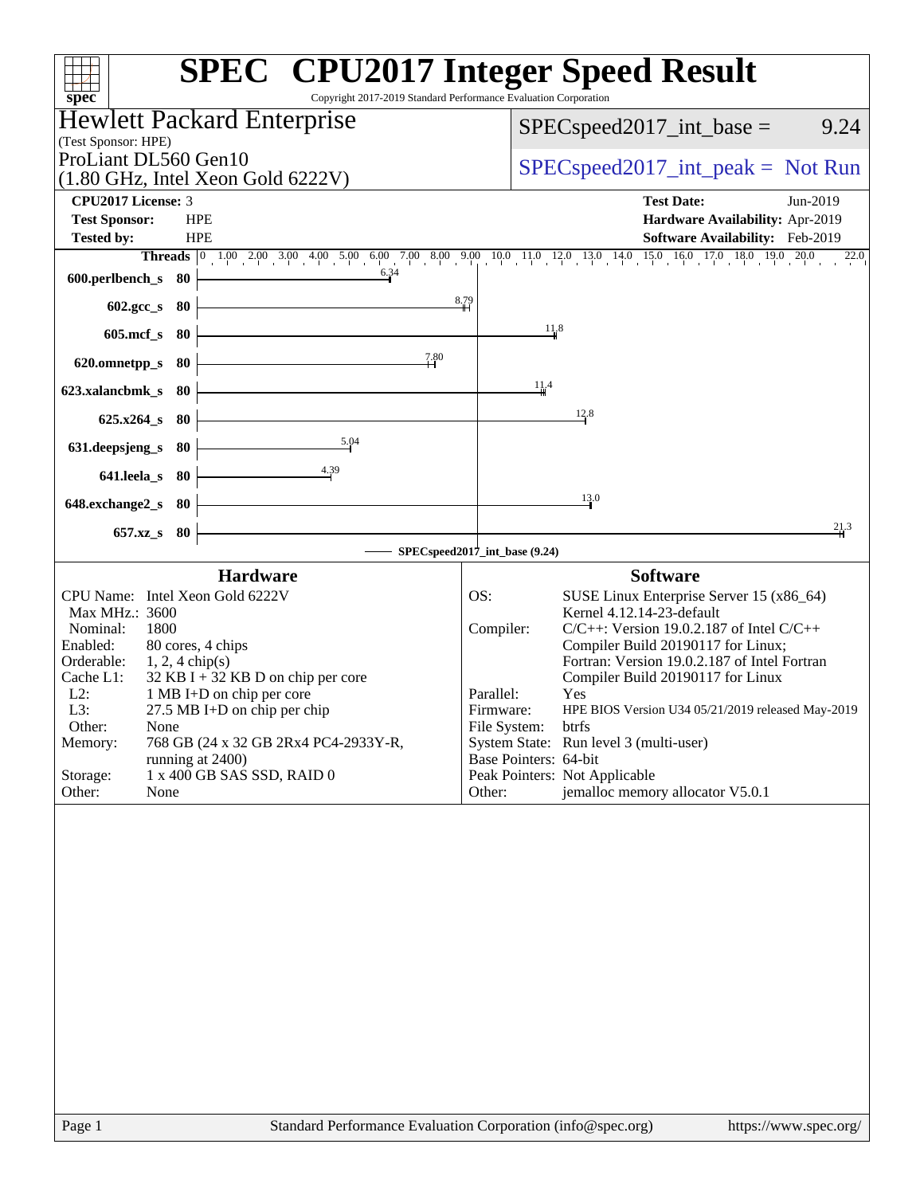# SPEC CPU2017 Integer Speed Result

Copyright 2017-2019 Standard Performance Evaluation Corporation

## Hewlett Packard Enterprise

(Test Sponsor: HPE)

ProLiant DL560 Gen10
(1.80 GHz, Intel Xeon Gold 6222V)

SPECspeed2017_int_base = 9.24

SPECspeed2017_int_peak = Not Run

| | | | |
|---|---|---|---|
| **CPU2017 License:** | 3 | **Test Date:** | Jun-2019 |
| **Test Sponsor:** | HPE | **Hardware Availability:** | Apr-2019 |
| **Tested by:** | HPE | **Software Availability:** | Feb-2019 |

| Benchmark | Threads | Base Ratio |
|---|---|---|
| 600.perlbench_s | 80 | 6.34 |
| 602.gcc_s | 80 | 8.79 |
| 605.mcf_s | 80 | 11.8 |
| 620.omnetpp_s | 80 | 7.80 |
| 623.xalancbmk_s | 80 | 11.4 |
| 625.x264_s | 80 | 12.8 |
| 631.deepsjeng_s | 80 | 5.04 |
| 641.leela_s | 80 | 4.39 |
| 648.exchange2_s | 80 | 13.0 |
| 657.xz_s | 80 | 21.3 |

SPECspeed2017_int_base (9.24)

### Hardware

| | |
|---|---|
| CPU Name: | Intel Xeon Gold 6222V |
| Max MHz.: | 3600 |
| Nominal: | 1800 |
| Enabled: | 80 cores, 4 chips |
| Orderable: | 1, 2, 4 chip(s) |
| Cache L1: | 32 KB I + 32 KB D on chip per core |
| L2: | 1 MB I+D on chip per core |
| L3: | 27.5 MB I+D on chip per chip |
| Other: | None |
| Memory: | 768 GB (24 x 32 GB 2Rx4 PC4-2933Y-R, running at 2400) |
| Storage: | 1 x 400 GB SAS SSD, RAID 0 |
| Other: | None |

### Software

| | |
|---|---|
| OS: | SUSE Linux Enterprise Server 15 (x86_64) Kernel 4.12.14-23-default |
| Compiler: | C/C++: Version 19.0.2.187 of Intel C/C++ Compiler Build 20190117 for Linux; Fortran: Version 19.0.2.187 of Intel Fortran Compiler Build 20190117 for Linux |
| Parallel: | Yes |
| Firmware: | HPE BIOS Version U34 05/21/2019 released May-2019 |
| File System: | btrfs |
| System State: | Run level 3 (multi-user) |
| Base Pointers: | 64-bit |
| Peak Pointers: | Not Applicable |
| Other: | jemalloc memory allocator V5.0.1 |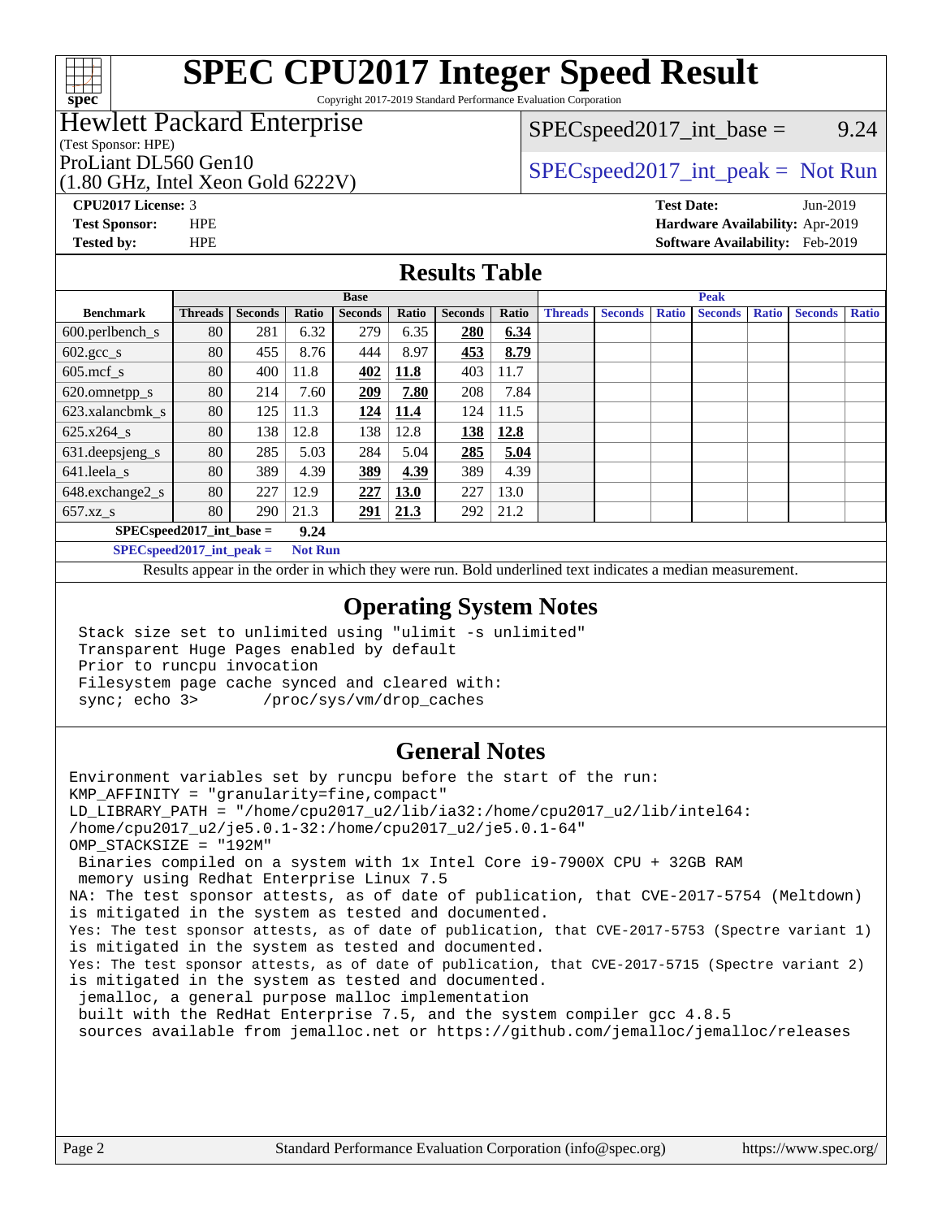# SPEC CPU2017 Integer Speed Result

Copyright 2017-2019 Standard Performance Evaluation Corporation

## Hewlett Packard Enterprise

(Test Sponsor: HPE)

ProLiant DL560 Gen10
(1.80 GHz, Intel Xeon Gold 6222V)

SPECspeed2017_int_base = 9.24

SPECspeed2017_int_peak = Not Run

**CPU2017 License:** 3
**Test Sponsor:** HPE
**Tested by:** HPE

**Test Date:** Jun-2019
**Hardware Availability:** Apr-2019
**Software Availability:** Feb-2019

## Results Table

| Benchmark | Base | | | | | | | Peak | | | | | | |
|---|---|---|---|---|---|---|---|---|---|---|---|---|---|---|
| | Threads | Seconds | Ratio | Seconds | Ratio | Seconds | Ratio | Threads | Seconds | Ratio | Seconds | Ratio | Seconds | Ratio |
| 600.perlbench_s | 80 | 281 | 6.32 | 279 | 6.35 | **280** | **6.34** | | | | | | | |
| 602.gcc_s | 80 | 455 | 8.76 | 444 | 8.97 | **453** | **8.79** | | | | | | | |
| 605.mcf_s | 80 | 400 | 11.8 | **402** | **11.8** | 403 | 11.7 | | | | | | | |
| 620.omnetpp_s | 80 | 214 | 7.60 | **209** | **7.80** | 208 | 7.84 | | | | | | | |
| 623.xalancbmk_s | 80 | 125 | 11.3 | **124** | **11.4** | 124 | 11.5 | | | | | | | |
| 625.x264_s | 80 | 138 | 12.8 | 138 | 12.8 | **138** | **12.8** | | | | | | | |
| 631.deepsjeng_s | 80 | 285 | 5.03 | 284 | 5.04 | **285** | **5.04** | | | | | | | |
| 641.leela_s | 80 | 389 | 4.39 | **389** | **4.39** | 389 | 4.39 | | | | | | | |
| 648.exchange2_s | 80 | 227 | 12.9 | **227** | **13.0** | 227 | 13.0 | | | | | | | |
| 657.xz_s | 80 | 290 | 21.3 | **291** | **21.3** | 292 | 21.2 | | | | | | | |

**SPECspeed2017_int_base = 9.24**

**SPECspeed2017_int_peak = Not Run**

Results appear in the order in which they were run. Bold underlined text indicates a median measurement.

## Operating System Notes

```
Stack size set to unlimited using "ulimit -s unlimited"
Transparent Huge Pages enabled by default
Prior to runcpu invocation
Filesystem page cache synced and cleared with:
sync; echo 3>       /proc/sys/vm/drop_caches
```

## General Notes

```
Environment variables set by runcpu before the start of the run:
KMP_AFFINITY = "granularity=fine,compact"
LD_LIBRARY_PATH = "/home/cpu2017_u2/lib/ia32:/home/cpu2017_u2/lib/intel64:
/home/cpu2017_u2/je5.0.1-32:/home/cpu2017_u2/je5.0.1-64"
OMP_STACKSIZE = "192M"
 Binaries compiled on a system with 1x Intel Core i9-7900X CPU + 32GB RAM
 memory using Redhat Enterprise Linux 7.5
NA: The test sponsor attests, as of date of publication, that CVE-2017-5754 (Meltdown)
is mitigated in the system as tested and documented.
Yes: The test sponsor attests, as of date of publication, that CVE-2017-5753 (Spectre variant 1)
is mitigated in the system as tested and documented.
Yes: The test sponsor attests, as of date of publication, that CVE-2017-5715 (Spectre variant 2)
is mitigated in the system as tested and documented.
 jemalloc, a general purpose malloc implementation
 built with the RedHat Enterprise 7.5, and the system compiler gcc 4.8.5
 sources available from jemalloc.net or https://github.com/jemalloc/jemalloc/releases
```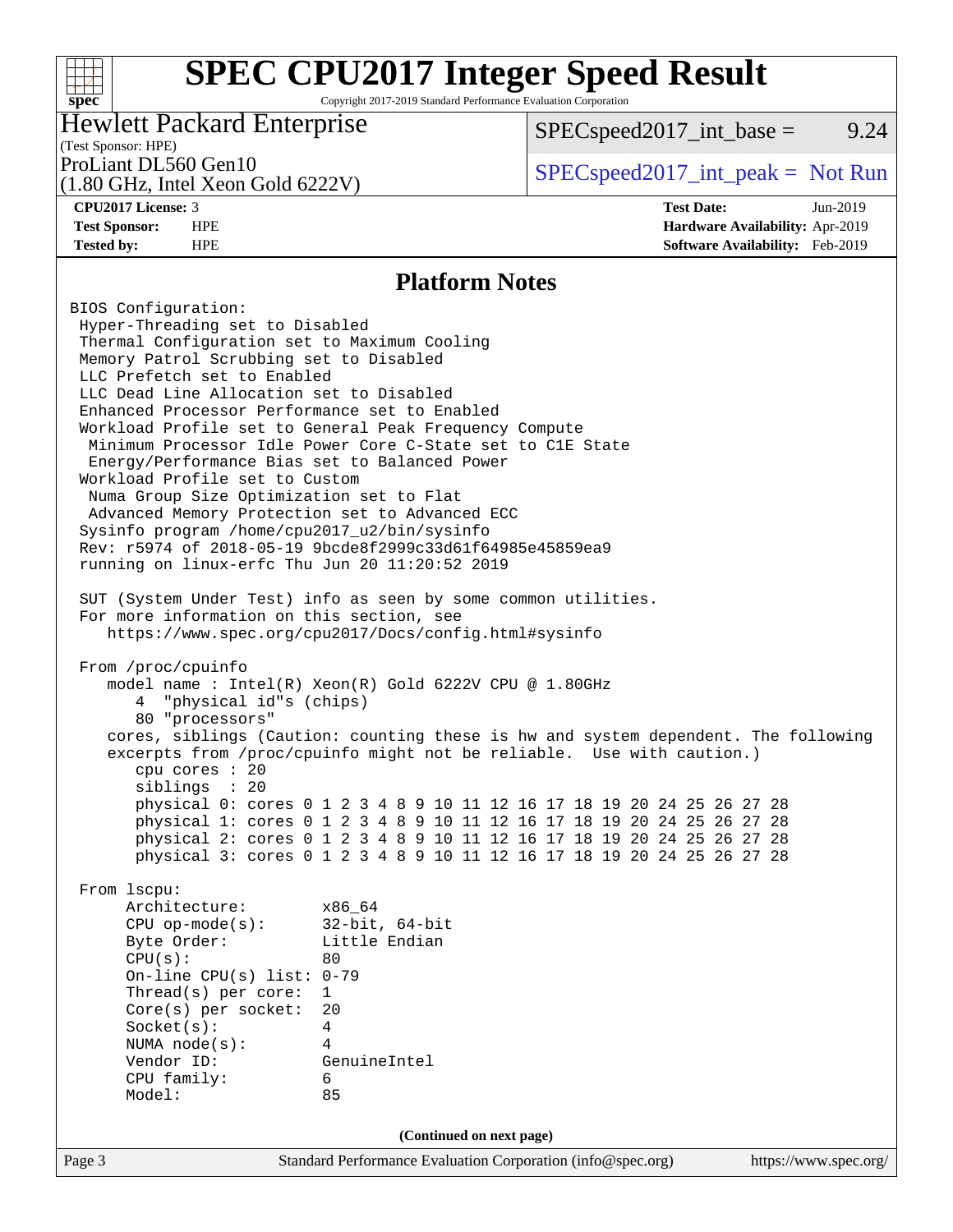# SPEC CPU2017 Integer Speed Result

Copyright 2017-2019 Standard Performance Evaluation Corporation

**Hewlett Packard Enterprise**
(Test Sponsor: HPE)
ProLiant DL560 Gen10
(1.80 GHz, Intel Xeon Gold 6222V)

SPECspeed2017_int_base = 9.24
SPECspeed2017_int_peak = Not Run

| | | | |
|---|---|---|---|
| **CPU2017 License:** | 3 | **Test Date:** | Jun-2019 |
| **Test Sponsor:** | HPE | **Hardware Availability:** | Apr-2019 |
| **Tested by:** | HPE | **Software Availability:** | Feb-2019 |

## Platform Notes

```
BIOS Configuration:
 Hyper-Threading set to Disabled
 Thermal Configuration set to Maximum Cooling
 Memory Patrol Scrubbing set to Disabled
 LLC Prefetch set to Enabled
 LLC Dead Line Allocation set to Disabled
 Enhanced Processor Performance set to Enabled
 Workload Profile set to General Peak Frequency Compute
  Minimum Processor Idle Power Core C-State set to C1E State
  Energy/Performance Bias set to Balanced Power
 Workload Profile set to Custom
  Numa Group Size Optimization set to Flat
  Advanced Memory Protection set to Advanced ECC
 Sysinfo program /home/cpu2017_u2/bin/sysinfo
 Rev: r5974 of 2018-05-19 9bcde8f2999c33d61f64985e45859ea9
 running on linux-erfc Thu Jun 20 11:20:52 2019

 SUT (System Under Test) info as seen by some common utilities.
 For more information on this section, see
    https://www.spec.org/cpu2017/Docs/config.html#sysinfo

 From /proc/cpuinfo
    model name : Intel(R) Xeon(R) Gold 6222V CPU @ 1.80GHz
       4  "physical id"s (chips)
       80 "processors"
    cores, siblings (Caution: counting these is hw and system dependent. The following
    excerpts from /proc/cpuinfo might not be reliable.  Use with caution.)
       cpu cores : 20
       siblings  : 20
       physical 0: cores 0 1 2 3 4 8 9 10 11 12 16 17 18 19 20 24 25 26 27 28
       physical 1: cores 0 1 2 3 4 8 9 10 11 12 16 17 18 19 20 24 25 26 27 28
       physical 2: cores 0 1 2 3 4 8 9 10 11 12 16 17 18 19 20 24 25 26 27 28
       physical 3: cores 0 1 2 3 4 8 9 10 11 12 16 17 18 19 20 24 25 26 27 28

 From lscpu:
      Architecture:          x86_64
      CPU op-mode(s):        32-bit, 64-bit
      Byte Order:            Little Endian
      CPU(s):                80
      On-line CPU(s) list: 0-79
      Thread(s) per core:  1
      Core(s) per socket:  20
      Socket(s):           4
      NUMA node(s):        4
      Vendor ID:           GenuineIntel
      CPU family:          6
      Model:               85
```

**(Continued on next page)**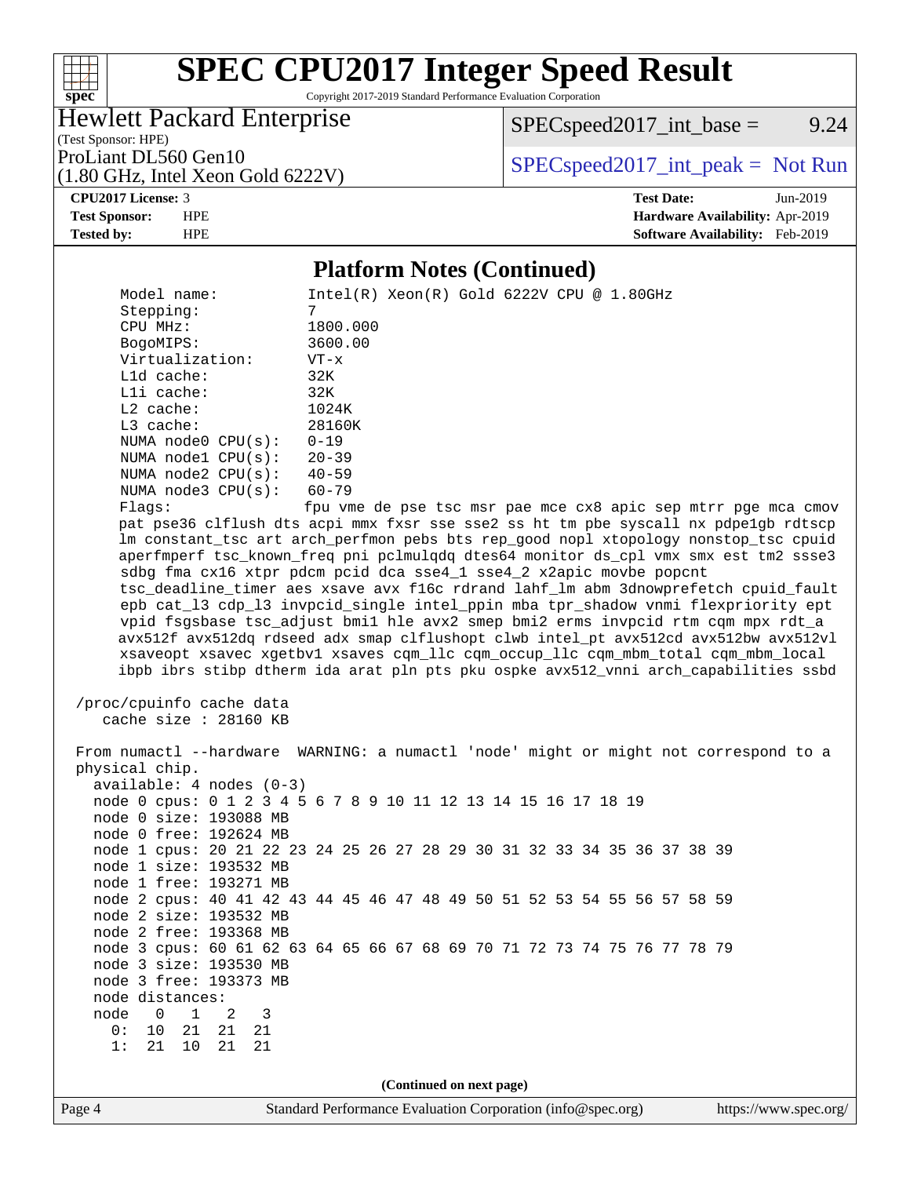## Platform Notes (Continued)

```
     Model name:          Intel(R) Xeon(R) Gold 6222V CPU @ 1.80GHz
     Stepping:            7
     CPU MHz:             1800.000
     BogoMIPS:            3600.00
     Virtualization:      VT-x
     L1d cache:           32K
     L1i cache:           32K
     L2 cache:            1024K
     L3 cache:            28160K
     NUMA node0 CPU(s):   0-19
     NUMA node1 CPU(s):   20-39
     NUMA node2 CPU(s):   40-59
     NUMA node3 CPU(s):   60-79
     Flags:               fpu vme de pse tsc msr pae mce cx8 apic sep mtrr pge mca cmov
     pat pse36 clflush dts acpi mmx fxsr sse sse2 ss ht tm pbe syscall nx pdpe1gb rdtscp
     lm constant_tsc art arch_perfmon pebs bts rep_good nopl xtopology nonstop_tsc cpuid
     aperfmperf tsc_known_freq pni pclmulqdq dtes64 monitor ds_cpl vmx smx est tm2 ssse3
     sdbg fma cx16 xtpr pdcm pcid dca sse4_1 sse4_2 x2apic movbe popcnt
     tsc_deadline_timer aes xsave avx f16c rdrand lahf_lm abm 3dnowprefetch cpuid_fault
     epb cat_l3 cdp_l3 invpcid_single intel_ppin mba tpr_shadow vnmi flexpriority ept
     vpid fsgsbase tsc_adjust bmi1 hle avx2 smep bmi2 erms invpcid rtm cqm mpx rdt_a
     avx512f avx512dq rdseed adx smap clflushopt clwb intel_pt avx512cd avx512bw avx512vl
     xsaveopt xsavec xgetbv1 xsaves cqm_llc cqm_occup_llc cqm_mbm_total cqm_mbm_local
     ibpb ibrs stibp dtherm ida arat pln pts pku ospke avx512_vnni arch_capabilities ssbd

 /proc/cpuinfo cache data
    cache size : 28160 KB

 From numactl --hardware  WARNING: a numactl 'node' might or might not correspond to a
 physical chip.
   available: 4 nodes (0-3)
   node 0 cpus: 0 1 2 3 4 5 6 7 8 9 10 11 12 13 14 15 16 17 18 19
   node 0 size: 193088 MB
   node 0 free: 192624 MB
   node 1 cpus: 20 21 22 23 24 25 26 27 28 29 30 31 32 33 34 35 36 37 38 39
   node 1 size: 193532 MB
   node 1 free: 193271 MB
   node 2 cpus: 40 41 42 43 44 45 46 47 48 49 50 51 52 53 54 55 56 57 58 59
   node 2 size: 193532 MB
   node 2 free: 193368 MB
   node 3 cpus: 60 61 62 63 64 65 66 67 68 69 70 71 72 73 74 75 76 77 78 79
   node 3 size: 193530 MB
   node 3 free: 193373 MB
   node distances:
   node   0   1   2   3
     0:  10  21  21  21
     1:  21  10  21  21
```

(Continued on next page)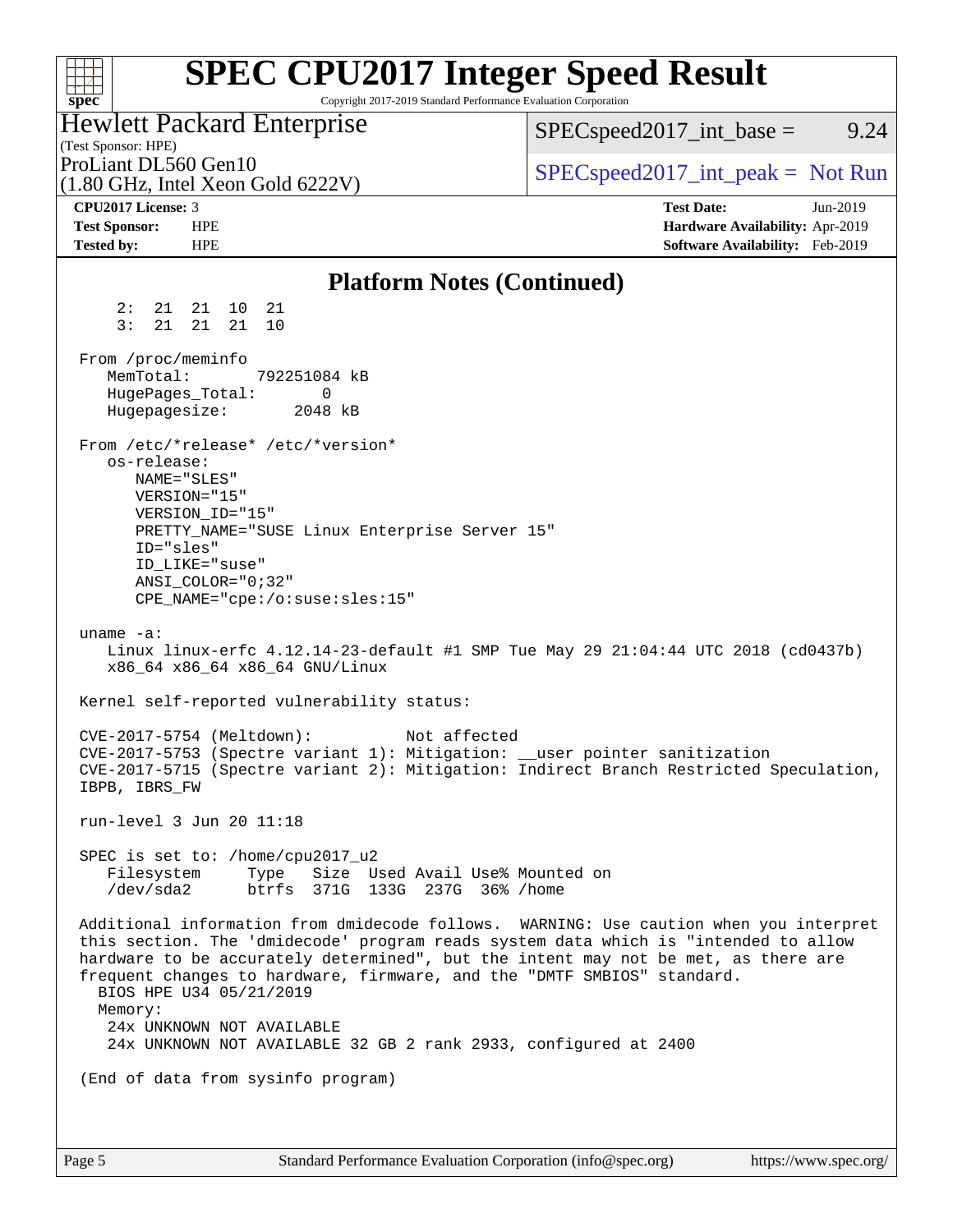## Platform Notes (Continued)

```
     2:  21  21  10  21
     3:  21  21  21  10

 From /proc/meminfo
    MemTotal:       792251084 kB
    HugePages_Total:       0
    Hugepagesize:       2048 kB

 From /etc/*release* /etc/*version*
    os-release:
       NAME="SLES"
       VERSION="15"
       VERSION_ID="15"
       PRETTY_NAME="SUSE Linux Enterprise Server 15"
       ID="sles"
       ID_LIKE="suse"
       ANSI_COLOR="0;32"
       CPE_NAME="cpe:/o:suse:sles:15"

 uname -a:
    Linux linux-erfc 4.12.14-23-default #1 SMP Tue May 29 21:04:44 UTC 2018 (cd0437b)
    x86_64 x86_64 x86_64 GNU/Linux

 Kernel self-reported vulnerability status:

 CVE-2017-5754 (Meltdown):          Not affected
 CVE-2017-5753 (Spectre variant 1): Mitigation: __user pointer sanitization
 CVE-2017-5715 (Spectre variant 2): Mitigation: Indirect Branch Restricted Speculation,
 IBPB, IBRS_FW

 run-level 3 Jun 20 11:18

 SPEC is set to: /home/cpu2017_u2
    Filesystem     Type   Size  Used Avail Use% Mounted on
    /dev/sda2      btrfs  371G  133G  237G  36% /home

 Additional information from dmidecode follows.  WARNING: Use caution when you interpret
 this section. The 'dmidecode' program reads system data which is "intended to allow
 hardware to be accurately determined", but the intent may not be met, as there are
 frequent changes to hardware, firmware, and the "DMTF SMBIOS" standard.
   BIOS HPE U34 05/21/2019
   Memory:
    24x UNKNOWN NOT AVAILABLE
    24x UNKNOWN NOT AVAILABLE 32 GB 2 rank 2933, configured at 2400

 (End of data from sysinfo program)
```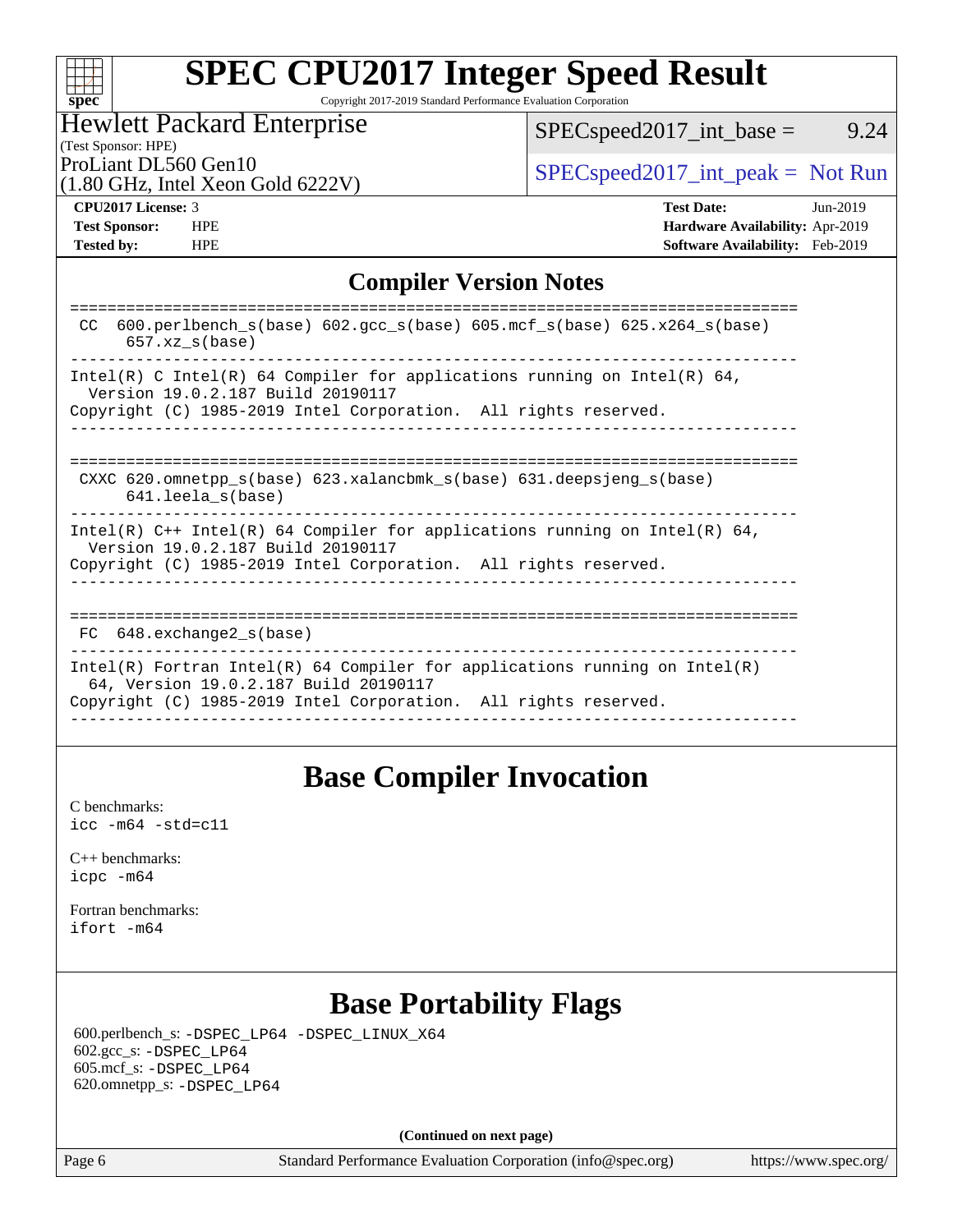# SPEC CPU2017 Integer Speed Result

Copyright 2017-2019 Standard Performance Evaluation Corporation

**Hewlett Packard Enterprise**
(Test Sponsor: HPE)
ProLiant DL560 Gen10
(1.80 GHz, Intel Xeon Gold 6222V)

SPECspeed2017_int_base = 9.24

SPECspeed2017_int_peak = Not Run

**CPU2017 License:** 3
**Test Sponsor:** HPE
**Tested by:** HPE

**Test Date:** Jun-2019
**Hardware Availability:** Apr-2019
**Software Availability:** Feb-2019

## Compiler Version Notes

```
==============================================================================
 CC  600.perlbench_s(base) 602.gcc_s(base) 605.mcf_s(base) 625.x264_s(base)
      657.xz_s(base)
------------------------------------------------------------------------------
Intel(R) C Intel(R) 64 Compiler for applications running on Intel(R) 64,
  Version 19.0.2.187 Build 20190117
Copyright (C) 1985-2019 Intel Corporation.  All rights reserved.
------------------------------------------------------------------------------

==============================================================================
 CXXC 620.omnetpp_s(base) 623.xalancbmk_s(base) 631.deepsjeng_s(base)
      641.leela_s(base)
------------------------------------------------------------------------------
Intel(R) C++ Intel(R) 64 Compiler for applications running on Intel(R) 64,
  Version 19.0.2.187 Build 20190117
Copyright (C) 1985-2019 Intel Corporation.  All rights reserved.
------------------------------------------------------------------------------

==============================================================================
 FC  648.exchange2_s(base)
------------------------------------------------------------------------------
Intel(R) Fortran Intel(R) 64 Compiler for applications running on Intel(R)
  64, Version 19.0.2.187 Build 20190117
Copyright (C) 1985-2019 Intel Corporation.  All rights reserved.
------------------------------------------------------------------------------
```

## Base Compiler Invocation

C benchmarks:
`icc -m64 -std=c11`

C++ benchmarks:
`icpc -m64`

Fortran benchmarks:
`ifort -m64`

## Base Portability Flags

600.perlbench_s: `-DSPEC_LP64 -DSPEC_LINUX_X64`
602.gcc_s: `-DSPEC_LP64`
605.mcf_s: `-DSPEC_LP64`
620.omnetpp_s: `-DSPEC_LP64`

**(Continued on next page)**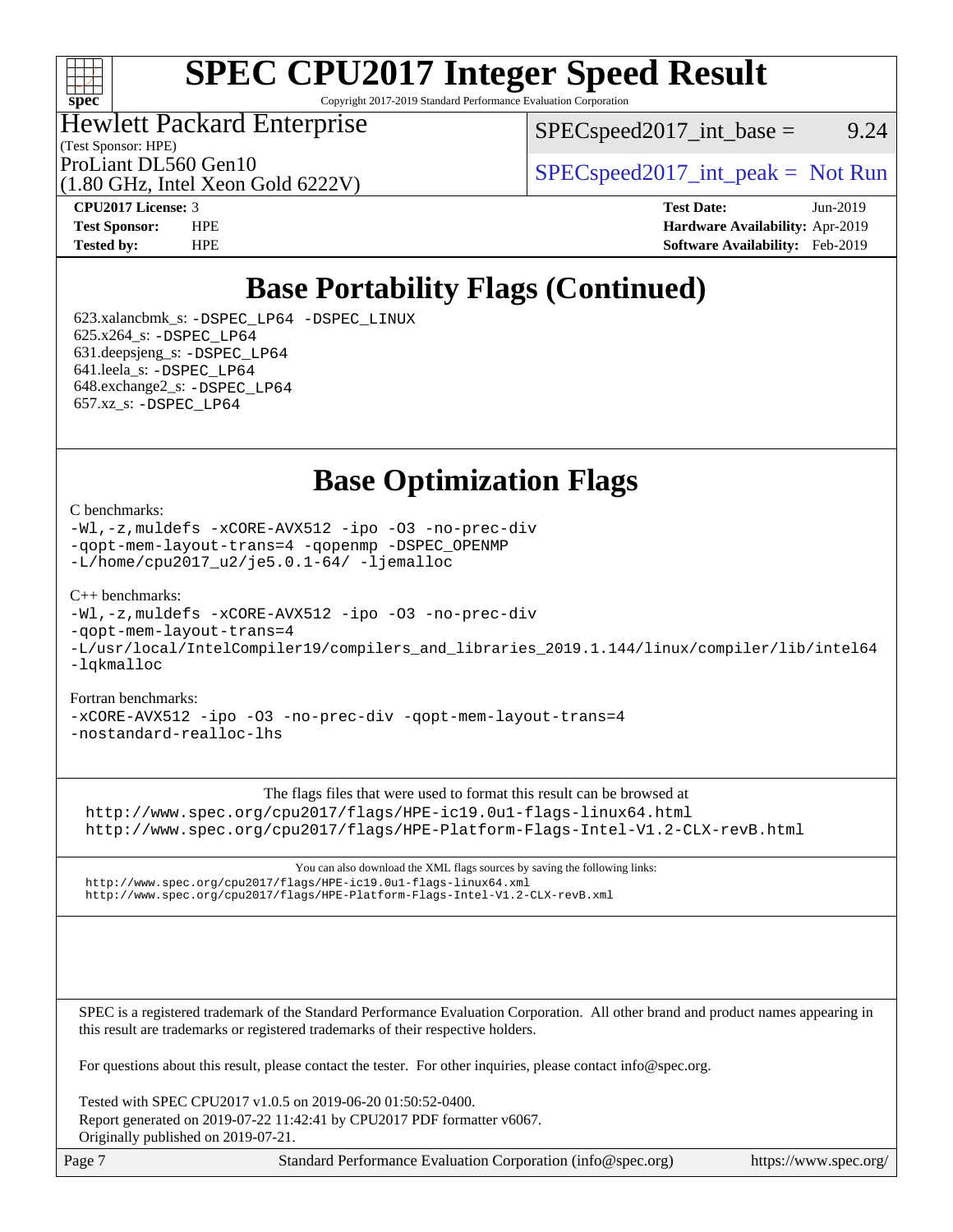# SPEC CPU2017 Integer Speed Result

Copyright 2017-2019 Standard Performance Evaluation Corporation

Hewlett Packard Enterprise
(Test Sponsor: HPE)
ProLiant DL560 Gen10
(1.80 GHz, Intel Xeon Gold 6222V)

SPECspeed2017_int_base = 9.24
SPECspeed2017_int_peak = Not Run

**CPU2017 License:** 3
**Test Sponsor:** HPE
**Tested by:** HPE

**Test Date:** Jun-2019
**Hardware Availability:** Apr-2019
**Software Availability:** Feb-2019

## Base Portability Flags (Continued)

623.xalancbmk_s: -DSPEC_LP64 -DSPEC_LINUX
625.x264_s: -DSPEC_LP64
631.deepsjeng_s: -DSPEC_LP64
641.leela_s: -DSPEC_LP64
648.exchange2_s: -DSPEC_LP64
657.xz_s: -DSPEC_LP64

## Base Optimization Flags

C benchmarks:

```
-Wl,-z,muldefs -xCORE-AVX512 -ipo -O3 -no-prec-div
-qopt-mem-layout-trans=4 -qopenmp -DSPEC_OPENMP
-L/home/cpu2017_u2/je5.0.1-64/ -ljemalloc
```

C++ benchmarks:

```
-Wl,-z,muldefs -xCORE-AVX512 -ipo -O3 -no-prec-div
-qopt-mem-layout-trans=4
-L/usr/local/IntelCompiler19/compilers_and_libraries_2019.1.144/linux/compiler/lib/intel64
-lqkmalloc
```

Fortran benchmarks:

```
-xCORE-AVX512 -ipo -O3 -no-prec-div -qopt-mem-layout-trans=4
-nostandard-realloc-lhs
```

The flags files that were used to format this result can be browsed at
http://www.spec.org/cpu2017/flags/HPE-ic19.0u1-flags-linux64.html
http://www.spec.org/cpu2017/flags/HPE-Platform-Flags-Intel-V1.2-CLX-revB.html

You can also download the XML flags sources by saving the following links:
http://www.spec.org/cpu2017/flags/HPE-ic19.0u1-flags-linux64.xml
http://www.spec.org/cpu2017/flags/HPE-Platform-Flags-Intel-V1.2-CLX-revB.xml

SPEC is a registered trademark of the Standard Performance Evaluation Corporation. All other brand and product names appearing in this result are trademarks or registered trademarks of their respective holders.

For questions about this result, please contact the tester. For other inquiries, please contact info@spec.org.

Tested with SPEC CPU2017 v1.0.5 on 2019-06-20 01:50:52-0400.
Report generated on 2019-07-22 11:42:41 by CPU2017 PDF formatter v6067.
Originally published on 2019-07-21.